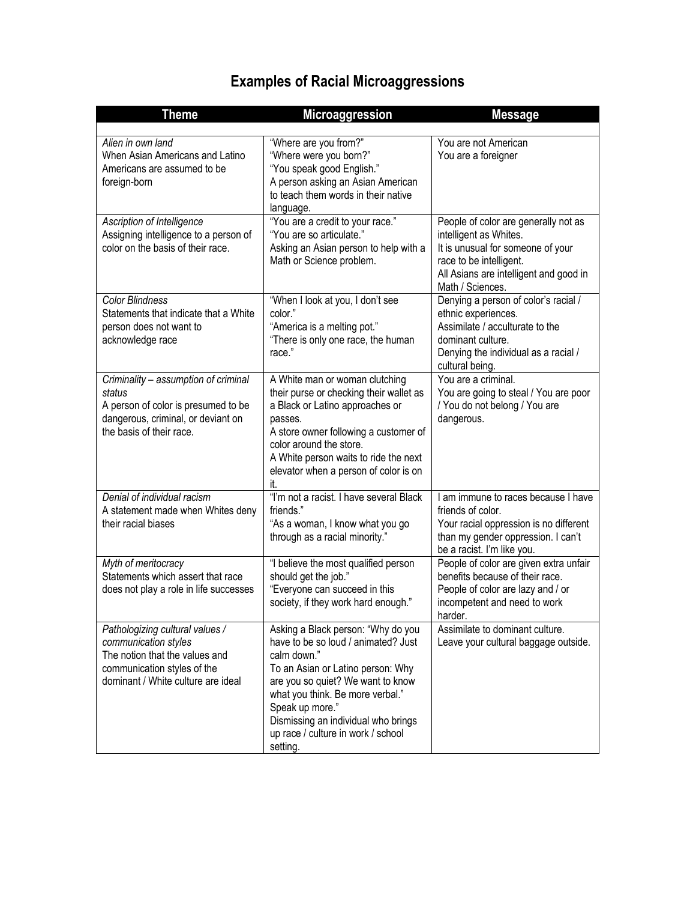# Examples of Racial Microaggressions

| Theme | Microaggression | Message |
|---|---|---|
| *Alien in own land*<br>When Asian Americans and Latino Americans are assumed to be foreign-born | "Where are you from?"<br>"Where were you born?"<br>"You speak good English."<br>A person asking an Asian American to teach them words in their native language. | You are not American<br>You are a foreigner |
| *Ascription of Intelligence*<br>Assigning intelligence to a person of color on the basis of their race. | "You are a credit to your race."<br>"You are so articulate."<br>Asking an Asian person to help with a Math or Science problem. | People of color are generally not as intelligent as Whites.<br>It is unusual for someone of your race to be intelligent.<br>All Asians are intelligent and good in Math / Sciences. |
| *Color Blindness*<br>Statements that indicate that a White person does not want to acknowledge race | "When I look at you, I don't see color."<br>"America is a melting pot."<br>"There is only one race, the human race." | Denying a person of color's racial / ethnic experiences.<br>Assimilate / acculturate to the dominant culture.<br>Denying the individual as a racial / cultural being. |
| *Criminality – assumption of criminal status*<br>A person of color is presumed to be dangerous, criminal, or deviant on the basis of their race. | A White man or woman clutching their purse or checking their wallet as a Black or Latino approaches or passes.<br>A store owner following a customer of color around the store.<br>A White person waits to ride the next elevator when a person of color is on it. | You are a criminal.<br>You are going to steal / You are poor / You do not belong / You are dangerous. |
| *Denial of individual racism*<br>A statement made when Whites deny their racial biases | "I'm not a racist. I have several Black friends."<br>"As a woman, I know what you go through as a racial minority." | I am immune to races because I have friends of color.<br>Your racial oppression is no different than my gender oppression. I can't be a racist. I'm like you. |
| *Myth of meritocracy*<br>Statements which assert that race does not play a role in life successes | "I believe the most qualified person should get the job."<br>"Everyone can succeed in this society, if they work hard enough." | People of color are given extra unfair benefits because of their race.<br>People of color are lazy and / or incompetent and need to work harder. |
| *Pathologizing cultural values / communication styles*<br>The notion that the values and communication styles of the dominant / White culture are ideal | Asking a Black person: "Why do you have to be so loud / animated? Just calm down."<br>To an Asian or Latino person: Why are you so quiet? We want to know what you think. Be more verbal." Speak up more."<br>Dismissing an individual who brings up race / culture in work / school setting. | Assimilate to dominant culture.<br>Leave your cultural baggage outside. |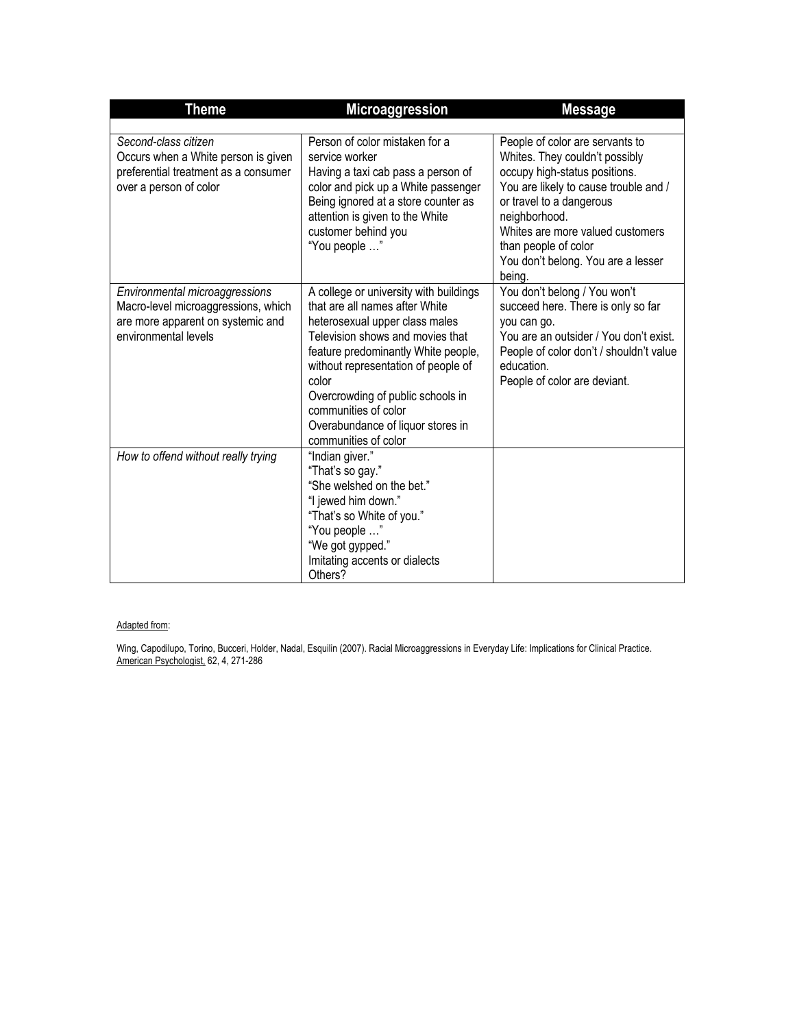| Theme | Microaggression | Message |
|---|---|---|
| *Second-class citizen* Occurs when a White person is given preferential treatment as a consumer over a person of color | Person of color mistaken for a service worker<br>Having a taxi cab pass a person of color and pick up a White passenger<br>Being ignored at a store counter as attention is given to the White customer behind you<br>"You people …" | People of color are servants to Whites. They couldn't possibly occupy high-status positions.<br>You are likely to cause trouble and / or travel to a dangerous neighborhood.<br>Whites are more valued customers than people of color<br>You don't belong. You are a lesser being. |
| *Environmental microaggressions* Macro-level microaggressions, which are more apparent on systemic and environmental levels | A college or university with buildings that are all names after White heterosexual upper class males<br>Television shows and movies that feature predominantly White people, without representation of people of color<br>Overcrowding of public schools in communities of color<br>Overabundance of liquor stores in communities of color | You don't belong / You won't succeed here. There is only so far you can go.<br>You are an outsider / You don't exist.<br>People of color don't / shouldn't value education.<br>People of color are deviant. |
| *How to offend without really trying* | "Indian giver."<br>"That's so gay."<br>"She welshed on the bet."<br>"I jewed him down."<br>"That's so White of you."<br>"You people …"<br>"We got gypped."<br>Imitating accents or dialects<br>Others? | |

Adapted from:

Wing, Capodilupo, Torino, Bucceri, Holder, Nadal, Esquilin (2007). Racial Microaggressions in Everyday Life: Implications for Clinical Practice. American Psychologist, 62, 4, 271-286